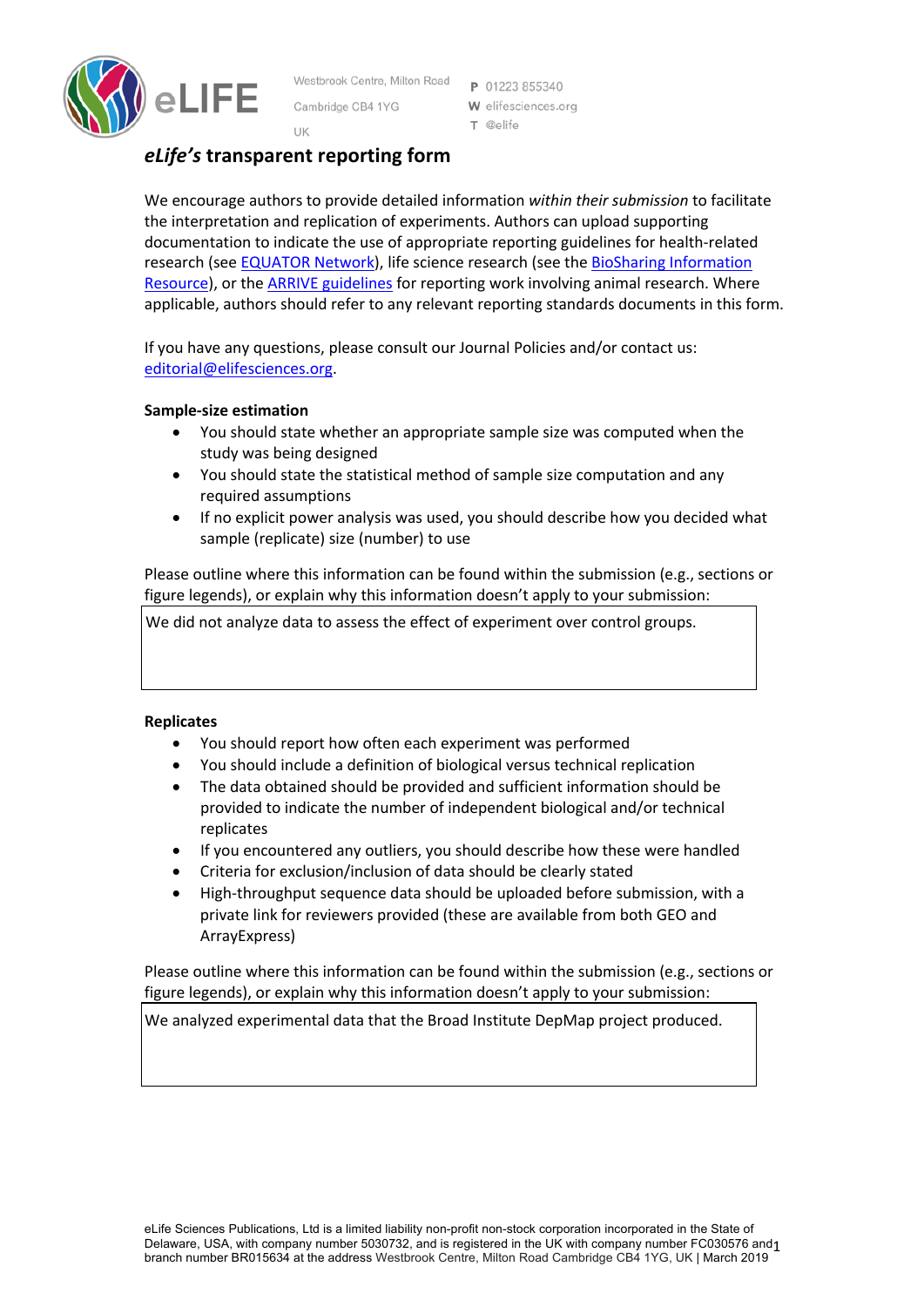Westbrook Centre, Milton Road
Cambridge CB4 1YG
UK

P 01223 855340
W elifesciences.org
T @elife

# *eLife's* transparent reporting form

We encourage authors to provide detailed information *within their submission* to facilitate the interpretation and replication of experiments. Authors can upload supporting documentation to indicate the use of appropriate reporting guidelines for health-related research (see EQUATOR Network), life science research (see the BioSharing Information Resource), or the ARRIVE guidelines for reporting work involving animal research. Where applicable, authors should refer to any relevant reporting standards documents in this form.

If you have any questions, please consult our Journal Policies and/or contact us: editorial@elifesciences.org.

**Sample-size estimation**

- You should state whether an appropriate sample size was computed when the study was being designed
- You should state the statistical method of sample size computation and any required assumptions
- If no explicit power analysis was used, you should describe how you decided what sample (replicate) size (number) to use

Please outline where this information can be found within the submission (e.g., sections or figure legends), or explain why this information doesn't apply to your submission:

> We did not analyze data to assess the effect of experiment over control groups.

**Replicates**

- You should report how often each experiment was performed
- You should include a definition of biological versus technical replication
- The data obtained should be provided and sufficient information should be provided to indicate the number of independent biological and/or technical replicates
- If you encountered any outliers, you should describe how these were handled
- Criteria for exclusion/inclusion of data should be clearly stated
- High-throughput sequence data should be uploaded before submission, with a private link for reviewers provided (these are available from both GEO and ArrayExpress)

Please outline where this information can be found within the submission (e.g., sections or figure legends), or explain why this information doesn't apply to your submission:

> We analyzed experimental data that the Broad Institute DepMap project produced.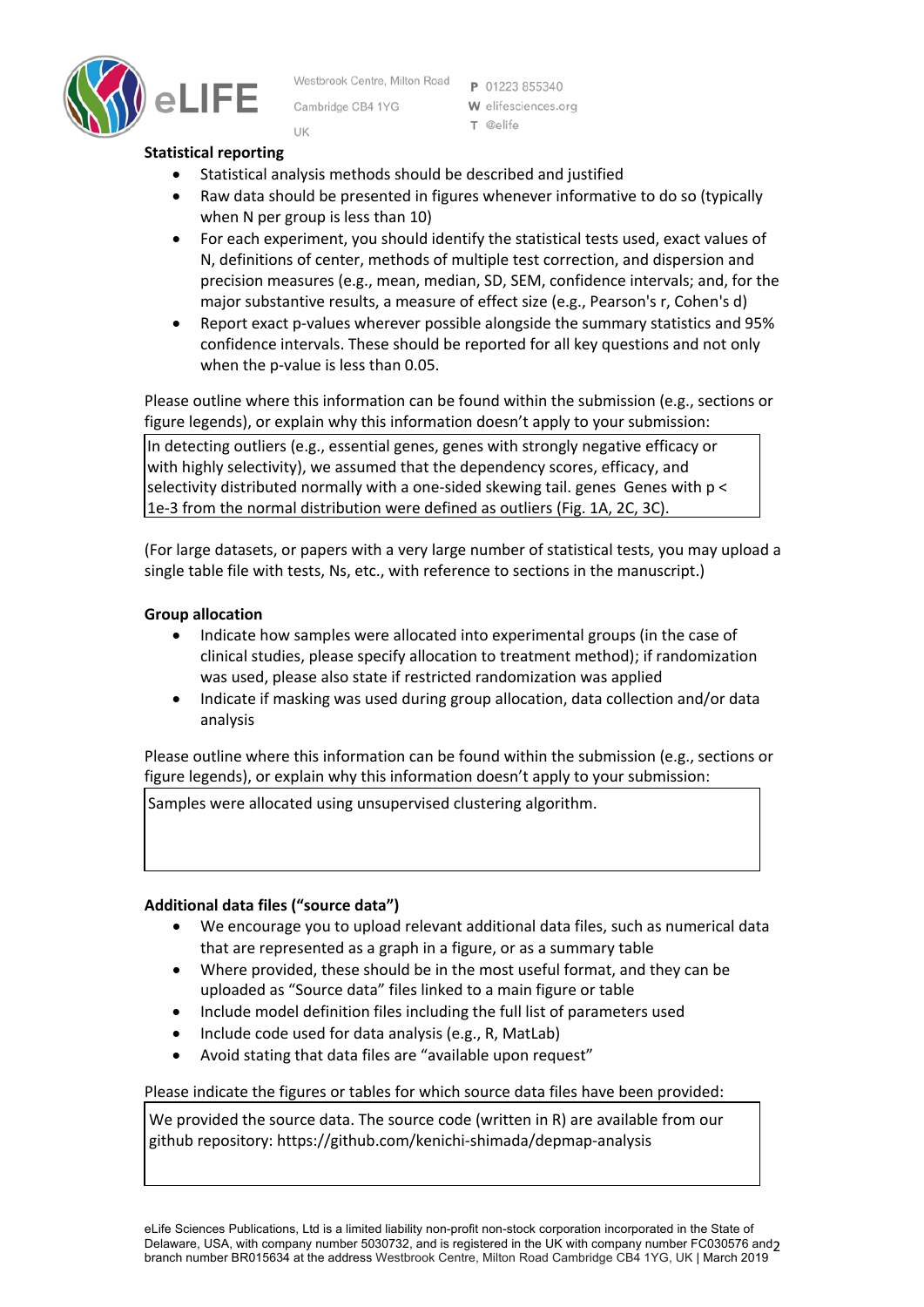**Statistical reporting**

- Statistical analysis methods should be described and justified
- Raw data should be presented in figures whenever informative to do so (typically when N per group is less than 10)
- For each experiment, you should identify the statistical tests used, exact values of N, definitions of center, methods of multiple test correction, and dispersion and precision measures (e.g., mean, median, SD, SEM, confidence intervals; and, for the major substantive results, a measure of effect size (e.g., Pearson's r, Cohen's d)
- Report exact p-values wherever possible alongside the summary statistics and 95% confidence intervals. These should be reported for all key questions and not only when the p-value is less than 0.05.

Please outline where this information can be found within the submission (e.g., sections or figure legends), or explain why this information doesn't apply to your submission:

In detecting outliers (e.g., essential genes, genes with strongly negative efficacy or with highly selectivity), we assumed that the dependency scores, efficacy, and selectivity distributed normally with a one-sided skewing tail. genes Genes with p < 1e-3 from the normal distribution were defined as outliers (Fig. 1A, 2C, 3C).

(For large datasets, or papers with a very large number of statistical tests, you may upload a single table file with tests, Ns, etc., with reference to sections in the manuscript.)

**Group allocation**

- Indicate how samples were allocated into experimental groups (in the case of clinical studies, please specify allocation to treatment method); if randomization was used, please also state if restricted randomization was applied
- Indicate if masking was used during group allocation, data collection and/or data analysis

Please outline where this information can be found within the submission (e.g., sections or figure legends), or explain why this information doesn't apply to your submission:

Samples were allocated using unsupervised clustering algorithm.

**Additional data files ("source data")**

- We encourage you to upload relevant additional data files, such as numerical data that are represented as a graph in a figure, or as a summary table
- Where provided, these should be in the most useful format, and they can be uploaded as "Source data" files linked to a main figure or table
- Include model definition files including the full list of parameters used
- Include code used for data analysis (e.g., R, MatLab)
- Avoid stating that data files are "available upon request"

Please indicate the figures or tables for which source data files have been provided:

We provided the source data. The source code (written in R) are available from our github repository: https://github.com/kenichi-shimada/depmap-analysis